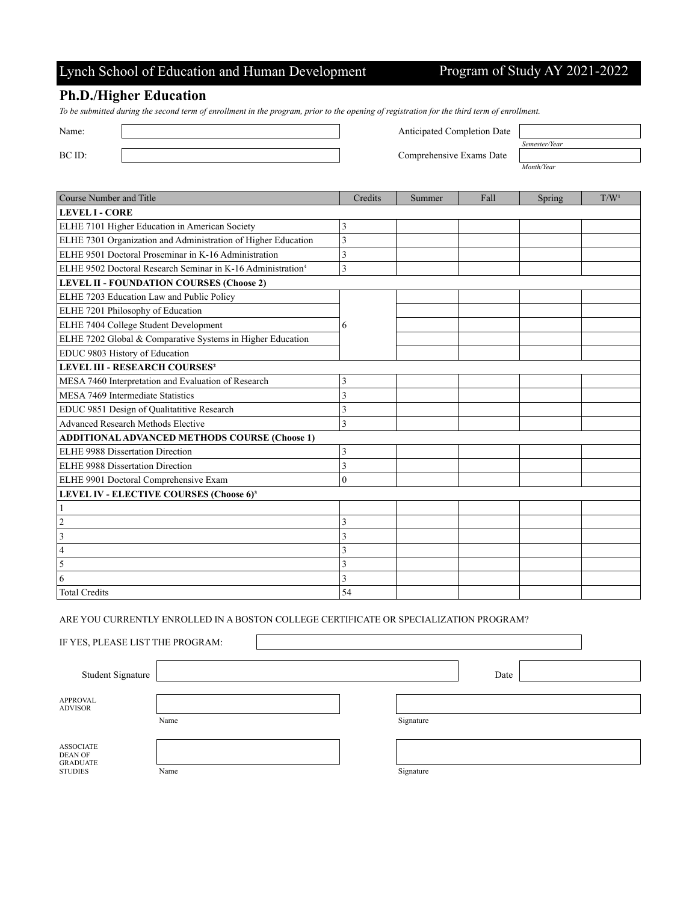Lynch School of Education and Human Development — Program of Study AY 2021-2022

## Ph.D./Higher Education

*To be submitted during the second term of enrollment in the program, prior to the opening of registration for the third term of enrollment.*

| | | | |
|---|---|---|---|
| Name: | | Anticipated Completion Date | *Semester/Year* |
| BC ID: | | Comprehensive Exams Date | *Month/Year* |

| Course Number and Title | Credits | Summer | Fall | Spring | T/W[1] |
|---|---|---|---|---|---|
| **LEVEL I - CORE** | | | | | |
| ELHE 7101 Higher Education in American Society | 3 | | | | |
| ELHE 7301 Organization and Administration of Higher Education | 3 | | | | |
| ELHE 9501 Doctoral Proseminar in K-16 Administration | 3 | | | | |
| ELHE 9502 Doctoral Research Seminar in K-16 Administration[4] | 3 | | | | |
| **LEVEL II - FOUNDATION COURSES (Choose 2)** | | | | | |
| ELHE 7203 Education Law and Public Policy | | | | | |
| ELHE 7201 Philosophy of Education | | | | | |
| ELHE 7404 College Student Development | 6 | | | | |
| ELHE 7202 Global & Comparative Systems in Higher Education | | | | | |
| EDUC 9803 History of Education | | | | | |
| **LEVEL III - RESEARCH COURSES[2]** | | | | | |
| MESA 7460 Interpretation and Evaluation of Research | 3 | | | | |
| MESA 7469 Intermediate Statistics | 3 | | | | |
| EDUC 9851 Design of Qualitatitive Research | 3 | | | | |
| Advanced Research Methods Elective | 3 | | | | |
| **ADDITIONAL ADVANCED METHODS COURSE (Choose 1)** | | | | | |
| ELHE 9988 Dissertation Direction | 3 | | | | |
| ELHE 9988 Dissertation Direction | 3 | | | | |
| ELHE 9901 Doctoral Comprehensive Exam | 0 | | | | |
| **LEVEL IV - ELECTIVE COURSES (Choose 6)[3]** | | | | | |
| 1 | | | | | |
| 2 | 3 | | | | |
| 3 | 3 | | | | |
| 4 | 3 | | | | |
| 5 | 3 | | | | |
| 6 | 3 | | | | |
| Total Credits | 54 | | | | |

ARE YOU CURRENTLY ENROLLED IN A BOSTON COLLEGE CERTIFICATE OR SPECIALIZATION PROGRAM?

IF YES, PLEASE LIST THE PROGRAM:

Student Signature ____________________ Date ____________________

APPROVAL ADVISOR

Name ____________________ Signature ____________________

ASSOCIATE DEAN OF GRADUATE STUDIES

Name ____________________ Signature ____________________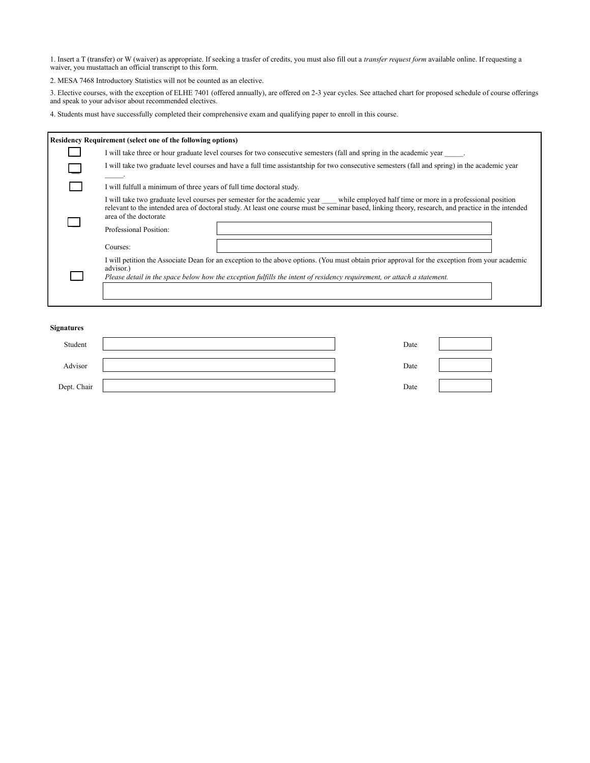1. Insert a T (transfer) or W (waiver) as appropriate. If seeking a trasfer of credits, you must also fill out a *transfer request form* available online. If requesting a waiver, you mustattach an official transcript to this form.

2. MESA 7468 Introductory Statistics will not be counted as an elective.

3. Elective courses, with the exception of ELHE 7401 (offered annually), are offered on 2-3 year cycles. See attached chart for proposed schedule of course offerings and speak to your advisor about recommended electives.

4. Students must have successfully completed their comprehensive exam and qualifying paper to enroll in this course.

**Residency Requirement (select one of the following options)**

- [ ] I will take three or hour graduate level courses for two consecutive semesters (fall and spring in the academic year _____.
- [ ] I will take two graduate level courses and have a full time assistantship for two consecutive semesters (fall and spring) in the academic year _____.
- [ ] I will fulfull a minimum of three years of full time doctoral study.
- [ ] I will take two graduate level courses per semester for the academic year ____ while employed half time or more in a professional position relevant to the intended area of doctoral study. At least one course must be seminar based, linking theory, research, and practice in the intended area of the doctorate

  Professional Position: ____________________

  Courses: ____________________

- [ ] I will petition the Associate Dean for an exception to the above options. (You must obtain prior approval for the exception from your academic advisor.)

  *Please detail in the space below how the exception fulfills the intent of residency requirement, or attach a statement.*

  ____________________

**Signatures**

| | | | |
|---|---|---|---|
| Student | | Date | |
| Advisor | | Date | |
| Dept. Chair | | Date | |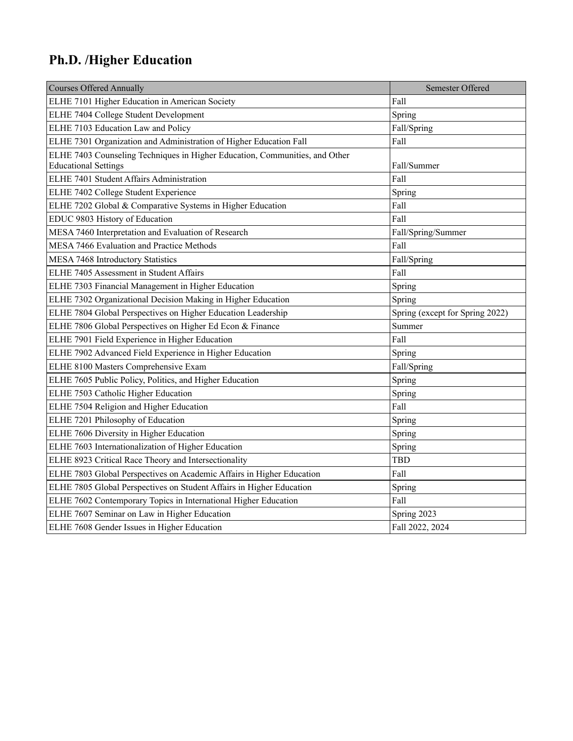# Ph.D. /Higher Education

| Courses Offered Annually | Semester Offered |
|---|---|
| ELHE 7101 Higher Education in American Society | Fall |
| ELHE 7404 College Student Development | Spring |
| ELHE 7103 Education Law and Policy | Fall/Spring |
| ELHE 7301 Organization and Administration of Higher Education Fall | Fall |
| ELHE 7403 Counseling Techniques in Higher Education, Communities, and Other Educational Settings | Fall/Summer |
| ELHE 7401 Student Affairs Administration | Fall |
| ELHE 7402 College Student Experience | Spring |
| ELHE 7202 Global & Comparative Systems in Higher Education | Fall |
| EDUC 9803 History of Education | Fall |
| MESA 7460 Interpretation and Evaluation of Research | Fall/Spring/Summer |
| MESA 7466 Evaluation and Practice Methods | Fall |
| MESA 7468 Introductory Statistics | Fall/Spring |
| ELHE 7405 Assessment in Student Affairs | Fall |
| ELHE 7303 Financial Management in Higher Education | Spring |
| ELHE 7302 Organizational Decision Making in Higher Education | Spring |
| ELHE 7804 Global Perspectives on Higher Education Leadership | Spring (except for Spring 2022) |
| ELHE 7806 Global Perspectives on Higher Ed Econ & Finance | Summer |
| ELHE 7901 Field Experience in Higher Education | Fall |
| ELHE 7902 Advanced Field Experience in Higher Education | Spring |
| ELHE 8100 Masters Comprehensive Exam | Fall/Spring |
| ELHE 7605 Public Policy, Politics, and Higher Education | Spring |
| ELHE 7503 Catholic Higher Education | Spring |
| ELHE 7504 Religion and Higher Education | Fall |
| ELHE 7201 Philosophy of Education | Spring |
| ELHE 7606 Diversity in Higher Education | Spring |
| ELHE 7603 Internationalization of Higher Education | Spring |
| ELHE 8923 Critical Race Theory and Intersectionality | TBD |
| ELHE 7803 Global Perspectives on Academic Affairs in Higher Education | Fall |
| ELHE 7805 Global Perspectives on Student Affairs in Higher Education | Spring |
| ELHE 7602 Contemporary Topics in International Higher Education | Fall |
| ELHE 7607 Seminar on Law in Higher Education | Spring 2023 |
| ELHE 7608 Gender Issues in Higher Education | Fall 2022, 2024 |